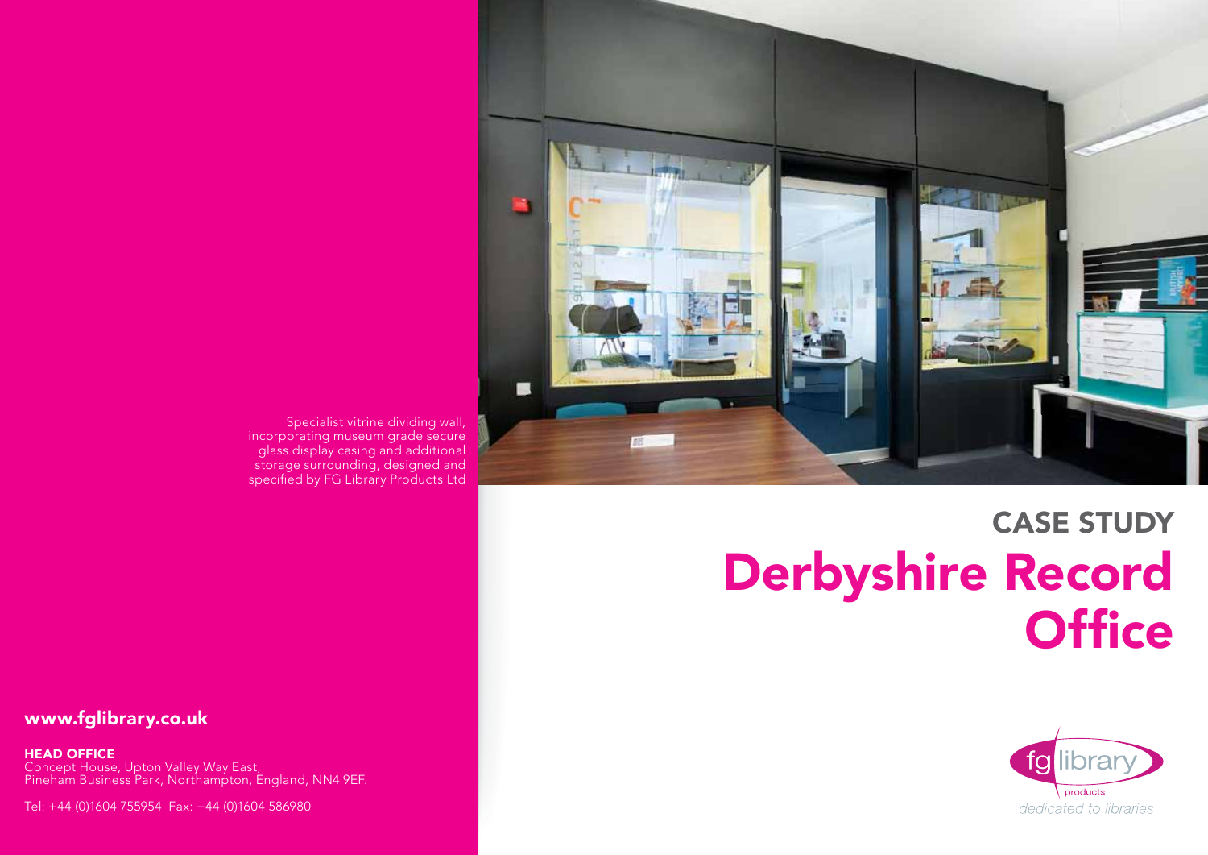# CASE STUDY

# Derbyshire Record Office

Specialist vitrine dividing wall, incorporating museum grade secure glass display casing and additional storage surrounding, designed and specified by FG Library Products Ltd

**www.fglibrary.co.uk**

**HEAD OFFICE**
Concept House, Upton Valley Way East,
Pineham Business Park, Northampton, England, NN4 9EF.

Tel: +44 (0)1604 755954 Fax: +44 (0)1604 586980

fg library products

*dedicated to libraries*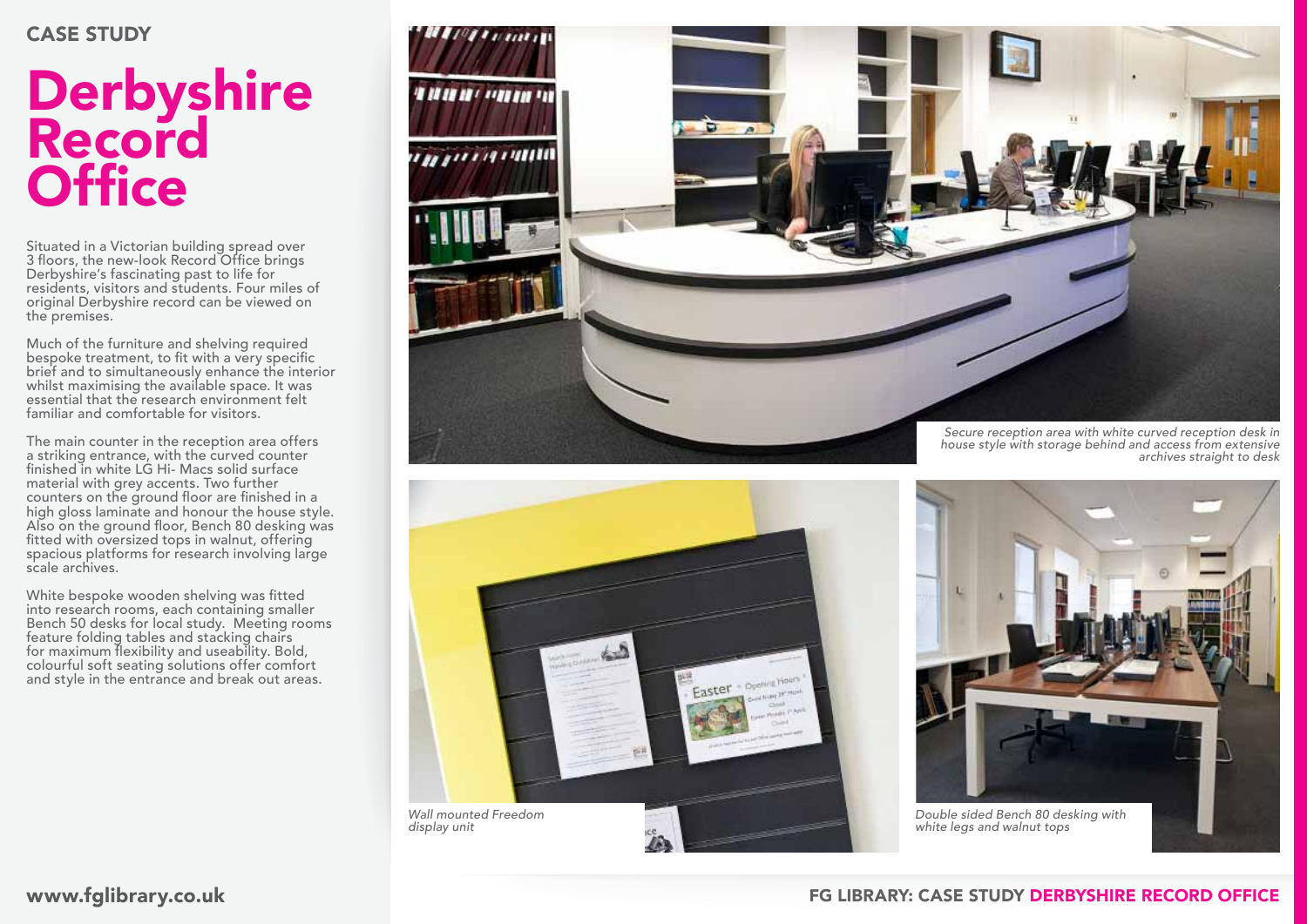CASE STUDY

# Derbyshire Record Office

Situated in a Victorian building spread over 3 floors, the new-look Record Office brings Derbyshire's fascinating past to life for residents, visitors and students. Four miles of original Derbyshire record can be viewed on the premises.

Much of the furniture and shelving required bespoke treatment, to fit with a very specific brief and to simultaneously enhance the interior whilst maximising the available space. It was essential that the research environment felt familiar and comfortable for visitors.

The main counter in the reception area offers a striking entrance, with the curved counter finished in white LG Hi- Macs solid surface material with grey accents. Two further counters on the ground floor are finished in a high gloss laminate and honour the house style. Also on the ground floor, Bench 80 desking was fitted with oversized tops in walnut, offering spacious platforms for research involving large scale archives.

White bespoke wooden shelving was fitted into research rooms, each containing smaller Bench 50 desks for local study. Meeting rooms feature folding tables and stacking chairs for maximum flexibility and useability. Bold, colourful soft seating solutions offer comfort and style in the entrance and break out areas.

*Secure reception area with white curved reception desk in house style with storage behind and access from extensive archives straight to desk*

*Wall mounted Freedom display unit*

*Double sided Bench 80 desking with white legs and walnut tops*

www.fglibrary.co.uk

FG LIBRARY: CASE STUDY DERBYSHIRE RECORD OFFICE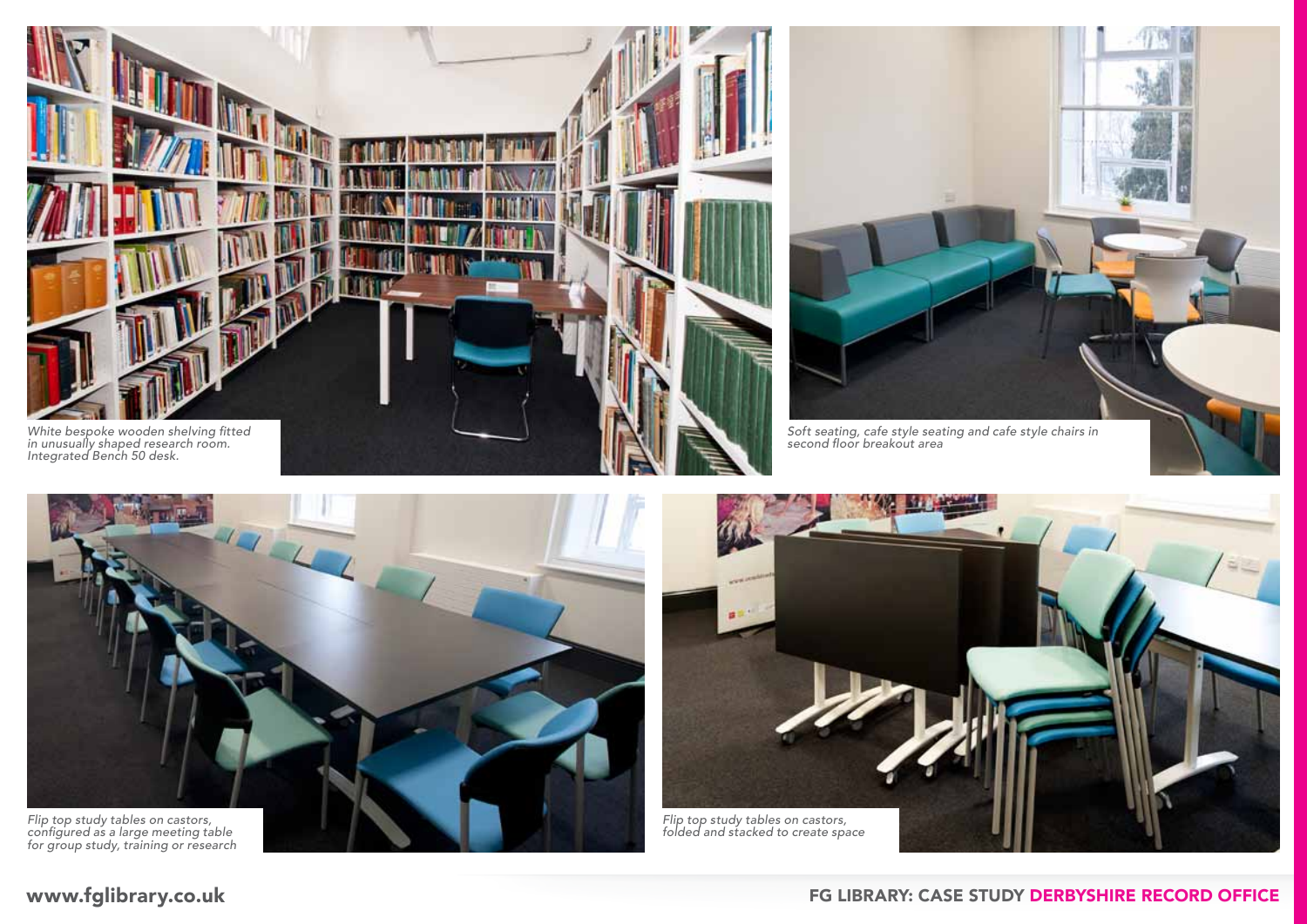*White bespoke wooden shelving fitted in unusually shaped research room. Integrated Bench 50 desk.*

*Soft seating, cafe style seating and cafe style chairs in second floor breakout area*

*Flip top study tables on castors, configured as a large meeting table for group study, training or research*

*Flip top study tables on castors, folded and stacked to create space*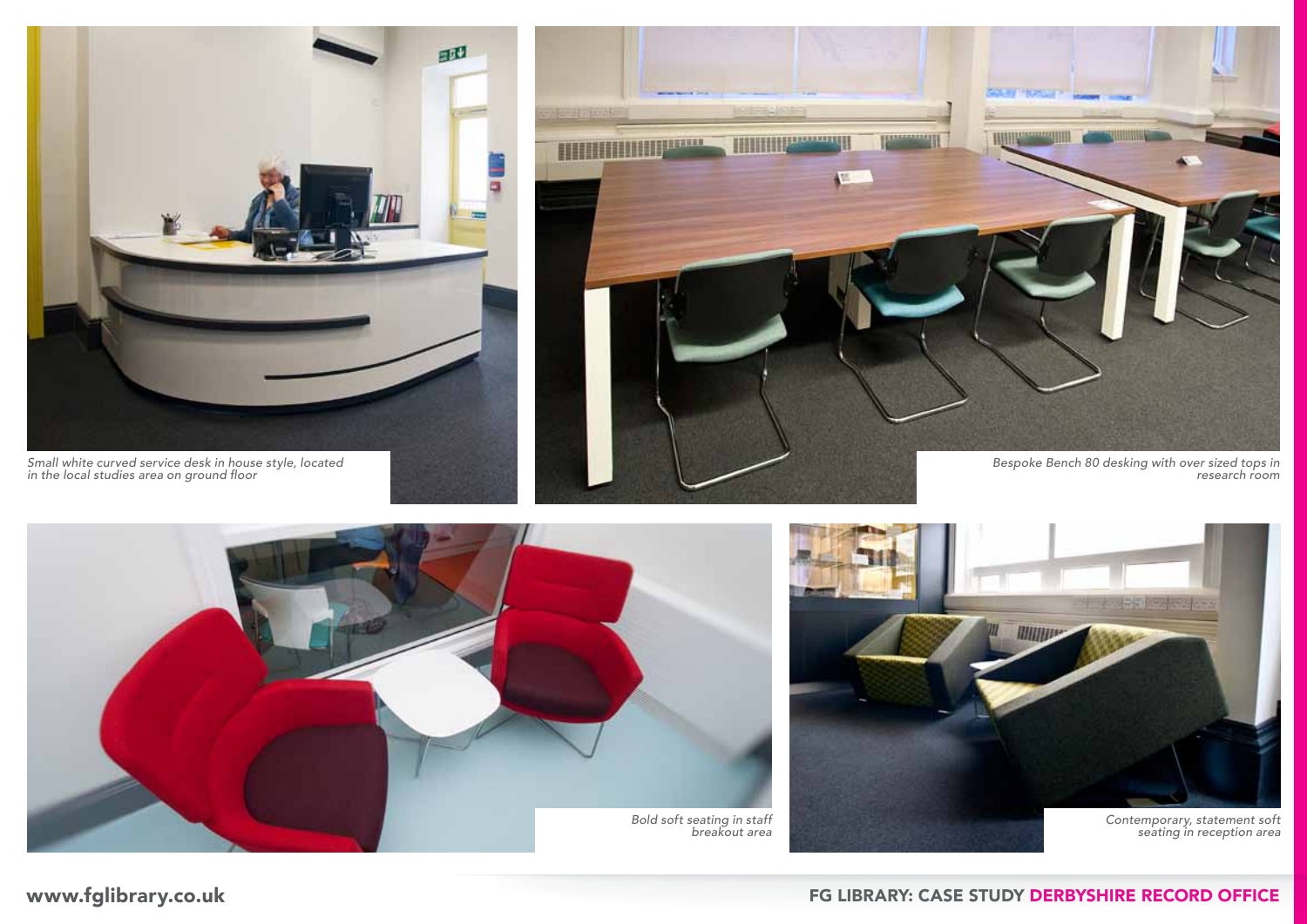*Small white curved service desk in house style, located in the local studies area on ground floor*

*Bespoke Bench 80 desking with over sized tops in research room*

*Bold soft seating in staff breakout area*

*Contemporary, statement soft seating in reception area*